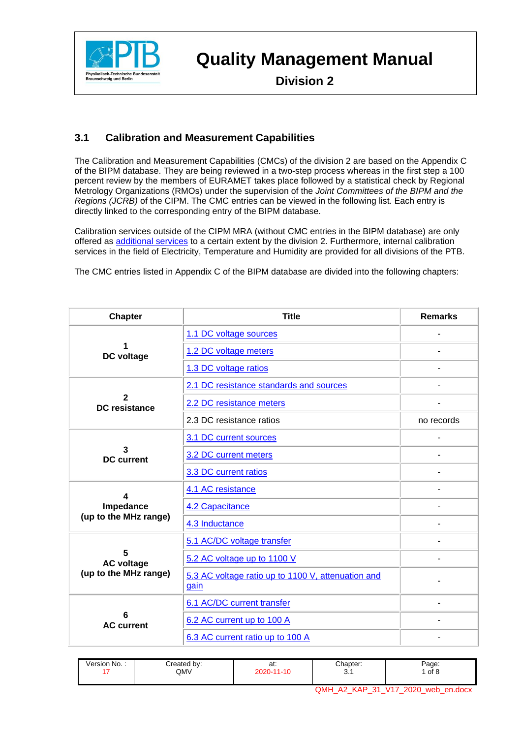# Quality Management Manual

## Division 2

### 3.1 Calibration and Measurement Capabilities

The Calibration and Measurement Capabilities (CMCs) of the division 2 are based on the Appendix C of the BIPM database. They are being reviewed in a two-step process whereas in the first step a 100 percent review by the members of EURAMET takes place followed by a statistical check by Regional Metrology Organizations (RMOs) under the supervision of the *Joint Committees of the BIPM and the Regions (JCRB)* of the CIPM. The CMC entries can be viewed in the following list. Each entry is directly linked to the corresponding entry of the BIPM database.

Calibration services outside of the CIPM MRA (without CMC entries in the BIPM database) are only offered as additional services to a certain extent by the division 2. Furthermore, internal calibration services in the field of Electricity, Temperature and Humidity are provided for all divisions of the PTB.

The CMC entries listed in Appendix C of the BIPM database are divided into the following chapters:

| Chapter | Title | Remarks |
|---|---|---|
| **1 DC voltage** | 1.1 DC voltage sources | - |
| | 1.2 DC voltage meters | - |
| | 1.3 DC voltage ratios | - |
| **2 DC resistance** | 2.1 DC resistance standards and sources | - |
| | 2.2 DC resistance meters | - |
| | 2.3 DC resistance ratios | no records |
| **3 DC current** | 3.1 DC current sources | - |
| | 3.2 DC current meters | - |
| | 3.3 DC current ratios | - |
| **4 Impedance (up to the MHz range)** | 4.1 AC resistance | - |
| | 4.2 Capacitance | - |
| | 4.3 Inductance | - |
| **5 AC voltage (up to the MHz range)** | 5.1 AC/DC voltage transfer | - |
| | 5.2 AC voltage up to 1100 V | - |
| | 5.3 AC voltage ratio up to 1100 V, attenuation and gain | - |
| **6 AC current** | 6.1 AC/DC current transfer | - |
| | 6.2 AC current up to 100 A | - |
| | 6.3 AC current ratio up to 100 A | - |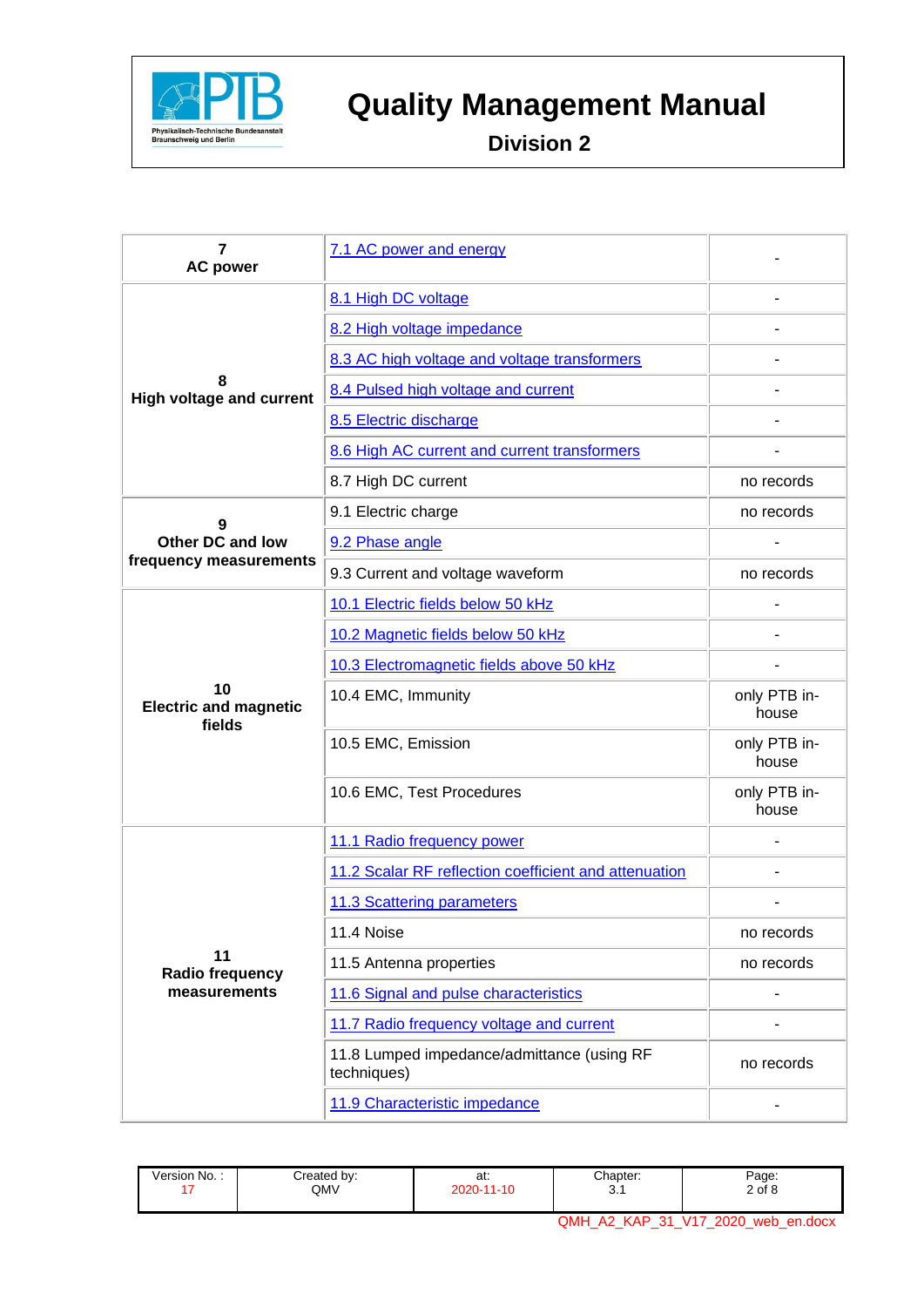| | | |
|---|---|---|
| **7**<br>**AC power** | 7.1 AC power and energy | - |
| **8**<br>**High voltage and current** | 8.1 High DC voltage | - |
| | 8.2 High voltage impedance | - |
| | 8.3 AC high voltage and voltage transformers | - |
| | 8.4 Pulsed high voltage and current | - |
| | 8.5 Electric discharge | - |
| | 8.6 High AC current and current transformers | - |
| | 8.7 High DC current | no records |
| **9**<br>**Other DC and low frequency measurements** | 9.1 Electric charge | no records |
| | 9.2 Phase angle | - |
| | 9.3 Current and voltage waveform | no records |
| **10**<br>**Electric and magnetic fields** | 10.1 Electric fields below 50 kHz | - |
| | 10.2 Magnetic fields below 50 kHz | - |
| | 10.3 Electromagnetic fields above 50 kHz | - |
| | 10.4 EMC, Immunity | only PTB in-house |
| | 10.5 EMC, Emission | only PTB in-house |
| | 10.6 EMC, Test Procedures | only PTB in-house |
| **11**<br>**Radio frequency measurements** | 11.1 Radio frequency power | - |
| | 11.2 Scalar RF reflection coefficient and attenuation | - |
| | 11.3 Scattering parameters | - |
| | 11.4 Noise | no records |
| | 11.5 Antenna properties | no records |
| | 11.6 Signal and pulse characteristics | - |
| | 11.7 Radio frequency voltage and current | - |
| | 11.8 Lumped impedance/admittance (using RF techniques) | no records |
| | 11.9 Characteristic impedance | - |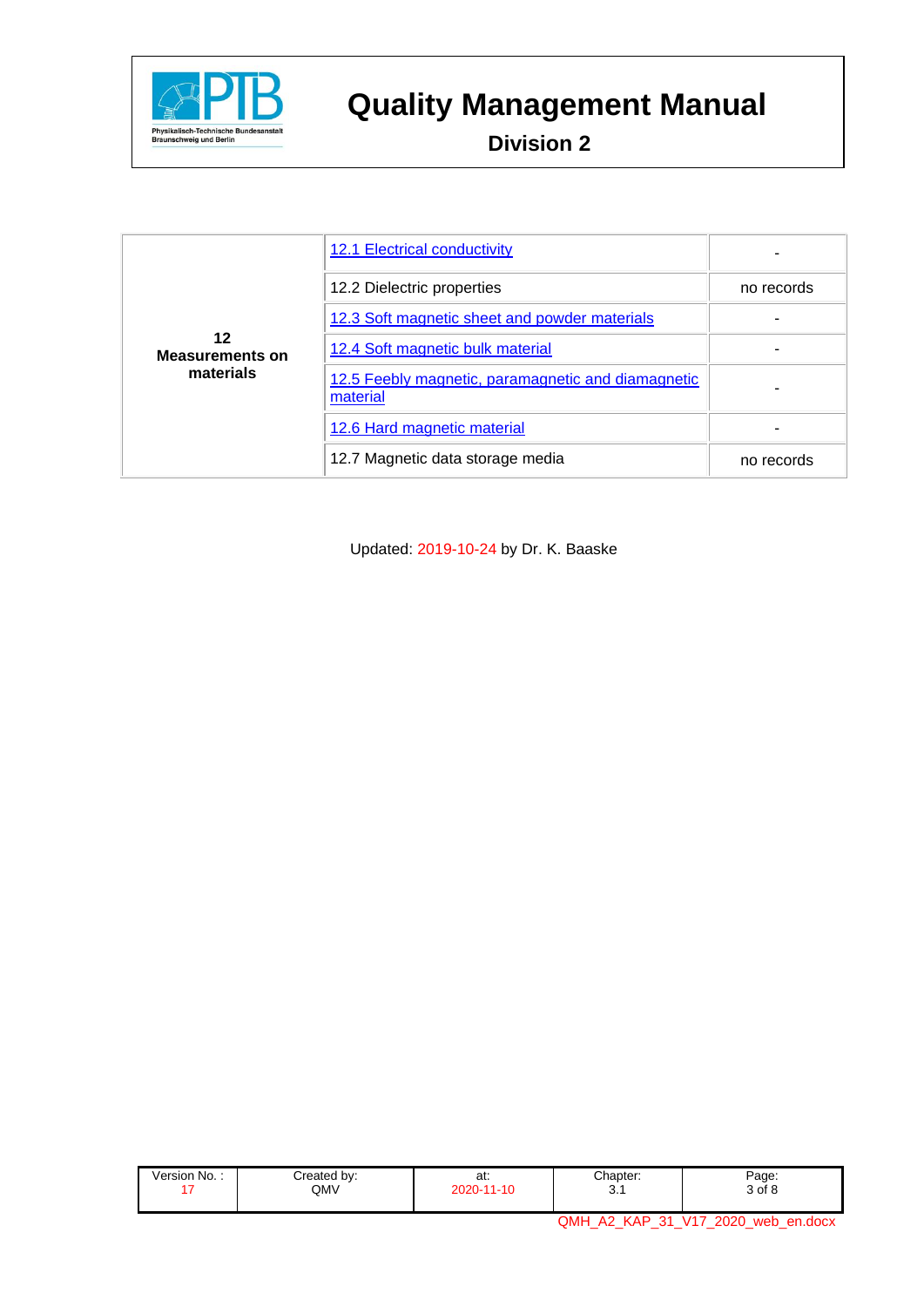| 12 Measurements on materials | 12.1 Electrical conductivity | - |
|---|---|---|
| | 12.2 Dielectric properties | no records |
| | 12.3 Soft magnetic sheet and powder materials | - |
| | 12.4 Soft magnetic bulk material | - |
| | 12.5 Feebly magnetic, paramagnetic and diamagnetic material | - |
| | 12.6 Hard magnetic material | - |
| | 12.7 Magnetic data storage media | no records |

Updated: 2019-10-24 by Dr. K. Baaske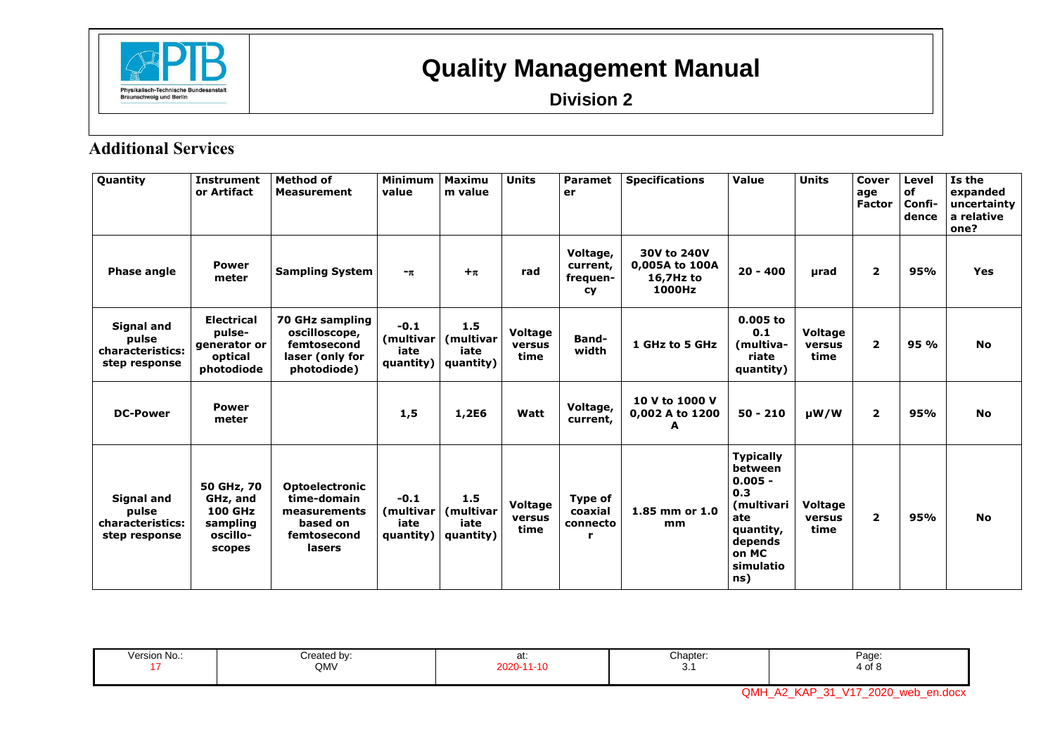## Additional Services

| Quantity | Instrument or Artifact | Method of Measurement | Minimum value | Maximum value | Units | Parameter | Specifications | Value | Units | Coverage Factor | Level of Confidence | Is the expanded uncertainty a relative one? |
|---|---|---|---|---|---|---|---|---|---|---|---|---|
| **Phase angle** | **Power meter** | **Sampling System** | **$-\pi$** | **$+\pi$** | **rad** | **Voltage, current, frequency** | **30V to 240V 0,005A to 100A 16,7Hz to 1000Hz** | **20 - 400** | **µrad** | **2** | **95%** | **Yes** |
| **Signal and pulse characteristics: step response** | **Electrical pulse-generator or optical photodiode** | **70 GHz sampling oscilloscope, femtosecond laser (only for photodiode)** | **-0.1 (multivariate quantity)** | **1.5 (multivariate quantity)** | **Voltage versus time** | **Band-width** | **1 GHz to 5 GHz** | **0.005 to 0.1 (multivariate quantity)** | **Voltage versus time** | **2** | **95 %** | **No** |
| **DC-Power** | **Power meter** | | **1,5** | **1,2E6** | **Watt** | **Voltage, current,** | **10 V to 1000 V 0,002 A to 1200 A** | **50 - 210** | **µW/W** | **2** | **95%** | **No** |
| **Signal and pulse characteristics: step response** | **50 GHz, 70 GHz, and 100 GHz sampling oscilloscopes** | **Optoelectronic time-domain measurements based on femtosecond lasers** | **-0.1 (multivariate quantity)** | **1.5 (multivariate quantity)** | **Voltage versus time** | **Type of coaxial connector** | **1.85 mm or 1.0 mm** | **Typically between 0.005 - 0.3 (multivariate quantity, depends on MC simulations)** | **Voltage versus time** | **2** | **95%** | **No** |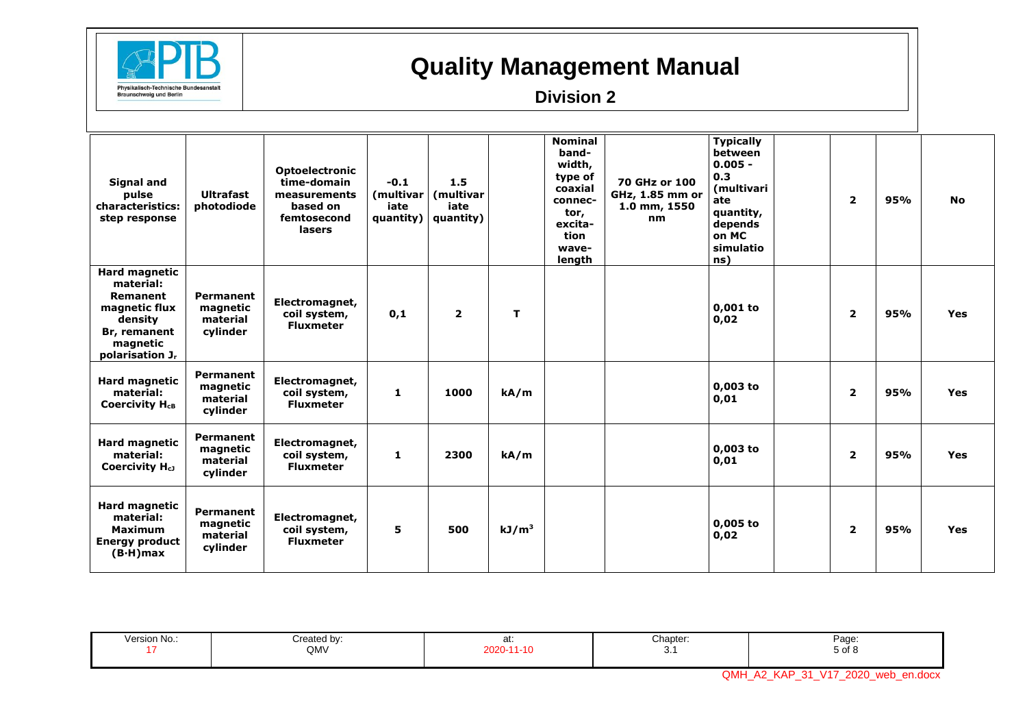# Quality Management Manual

## Division 2

| | | | | | | | | | | | | |
|---|---|---|---|---|---|---|---|---|---|---|---|---|
| **Signal and pulse characteristics: step response** | **Ultrafast photodiode** | **Optoelectronic time-domain measurements based on femtosecond lasers** | **-0.1 (multivariate quantity)** | **1.5 (multivariate quantity)** | | **Nominal band-width, type of coaxial connec-tor, excita-tion wave-length** | **70 GHz or 100 GHz, 1.85 mm or 1.0 mm, 1550 nm** | **Typically between 0.005 - 0.3 (multivariate quantity, depends on MC simulations)** | | **2** | **95%** | **No** |
| **Hard magnetic material: Remanent magnetic flux density $B_r$, remanent magnetic polarisation $J_r$** | **Permanent magnetic material cylinder** | **Electromagnet, coil system, Fluxmeter** | **0,1** | **2** | **T** | | | **0,001 to 0,02** | | **2** | **95%** | **Yes** |
| **Hard magnetic material: Coercivity $H_{cB}$** | **Permanent magnetic material cylinder** | **Electromagnet, coil system, Fluxmeter** | **1** | **1000** | **kA/m** | | | **0,003 to 0,01** | | **2** | **95%** | **Yes** |
| **Hard magnetic material: Coercivity $H_{cJ}$** | **Permanent magnetic material cylinder** | **Electromagnet, coil system, Fluxmeter** | **1** | **2300** | **kA/m** | | | **0,003 to 0,01** | | **2** | **95%** | **Yes** |
| **Hard magnetic material: Maximum Energy product (B·H)max** | **Permanent magnetic material cylinder** | **Electromagnet, coil system, Fluxmeter** | **5** | **500** | **$kJ/m^3$** | | | **0,005 to 0,02** | | **2** | **95%** | **Yes** |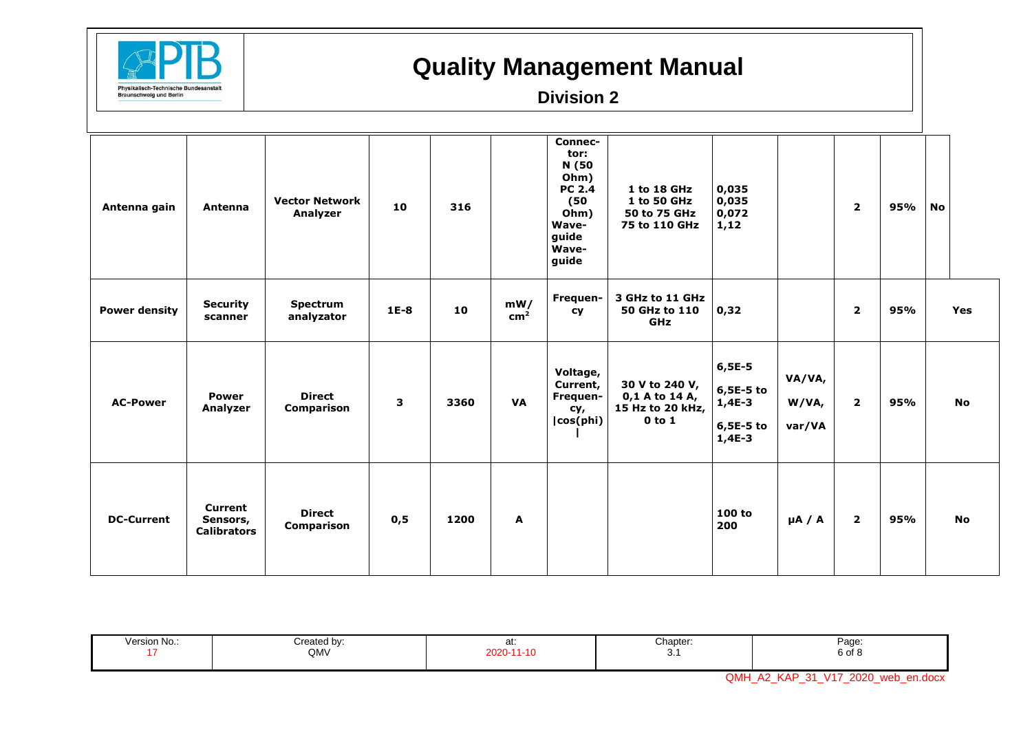# Quality Management Manual

## Division 2

| | | | | | | | | | | | | |
|---|---|---|---|---|---|---|---|---|---|---|---|---|
| **Antenna gain** | **Antenna** | **Vector Network Analyzer** | **10** | **316** | | **Connector: N (50 Ohm) PC 2.4 (50 Ohm) Waveguide Waveguide** | **1 to 18 GHz 1 to 50 GHz 50 to 75 GHz 75 to 110 GHz** | **0,035 0,035 0,072 1,12** | | **2** | **95%** | **No** |
| **Power density** | **Security scanner** | **Spectrum analyzator** | **1E-8** | **10** | **mW/ cm²** | **Frequency** | **3 GHz to 11 GHz 50 GHz to 110 GHz** | **0,32** | | **2** | **95%** | **Yes** |
| **AC-Power** | **Power Analyzer** | **Direct Comparison** | **3** | **3360** | **VA** | **Voltage, Current, Frequency, \|cos(phi)\|** | **30 V to 240 V, 0,1 A to 14 A, 15 Hz to 20 kHz, 0 to 1** | **6,5E-5 6,5E-5 to 1,4E-3 6,5E-5 to 1,4E-3** | **VA/VA, W/VA, var/VA** | **2** | **95%** | **No** |
| **DC-Current** | **Current Sensors, Calibrators** | **Direct Comparison** | **0,5** | **1200** | **A** | | | **100 to 200** | **µA / A** | **2** | **95%** | **No** |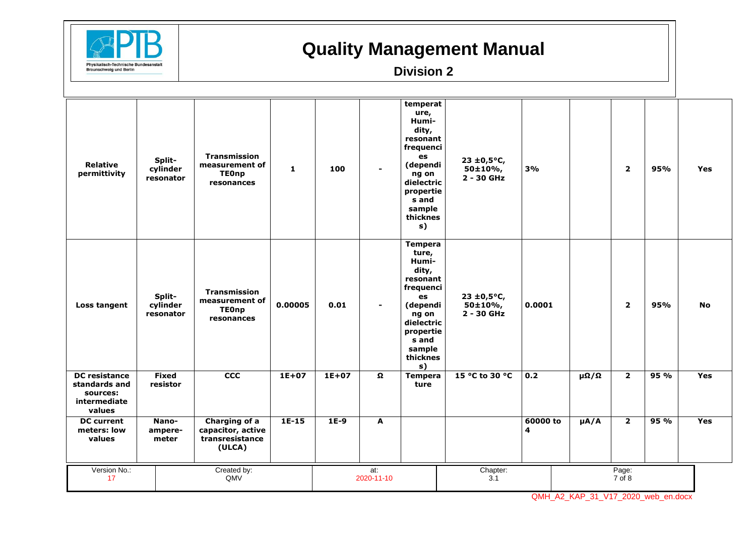| Relative permittivity | Split-cylinder resonator | Transmission measurement of TE0np resonances | 1 | 100 | - | temperature, Humi-dity, resonant frequencies (depending on dielectric properties and sample thickness) | 23 ±0,5°C, 50±10%, 2 - 30 GHz | 3% | | 2 | 95% | Yes |
|---|---|---|---|---|---|---|---|---|---|---|---|---|
| Loss tangent | Split-cylinder resonator | Transmission measurement of TE0np resonances | 0.00005 | 0.01 | - | Temperature, Humi-dity, resonant frequencies (depending on dielectric properties and sample thickness) | 23 ±0,5°C, 50±10%, 2 - 30 GHz | 0.0001 | | 2 | 95% | No |
| DC resistance standards and sources: intermediate values | Fixed resistor | CCC | 1E+07 | 1E+07 | Ω | Temperature | 15 °C to 30 °C | 0.2 | μΩ/Ω | 2 | 95 % | Yes |
| DC current meters: low values | Nano-ampere-meter | Charging of a capacitor, active transresistance (ULCA) | 1E-15 | 1E-9 | A | | | 60000 to 4 | μA/A | 2 | 95 % | Yes |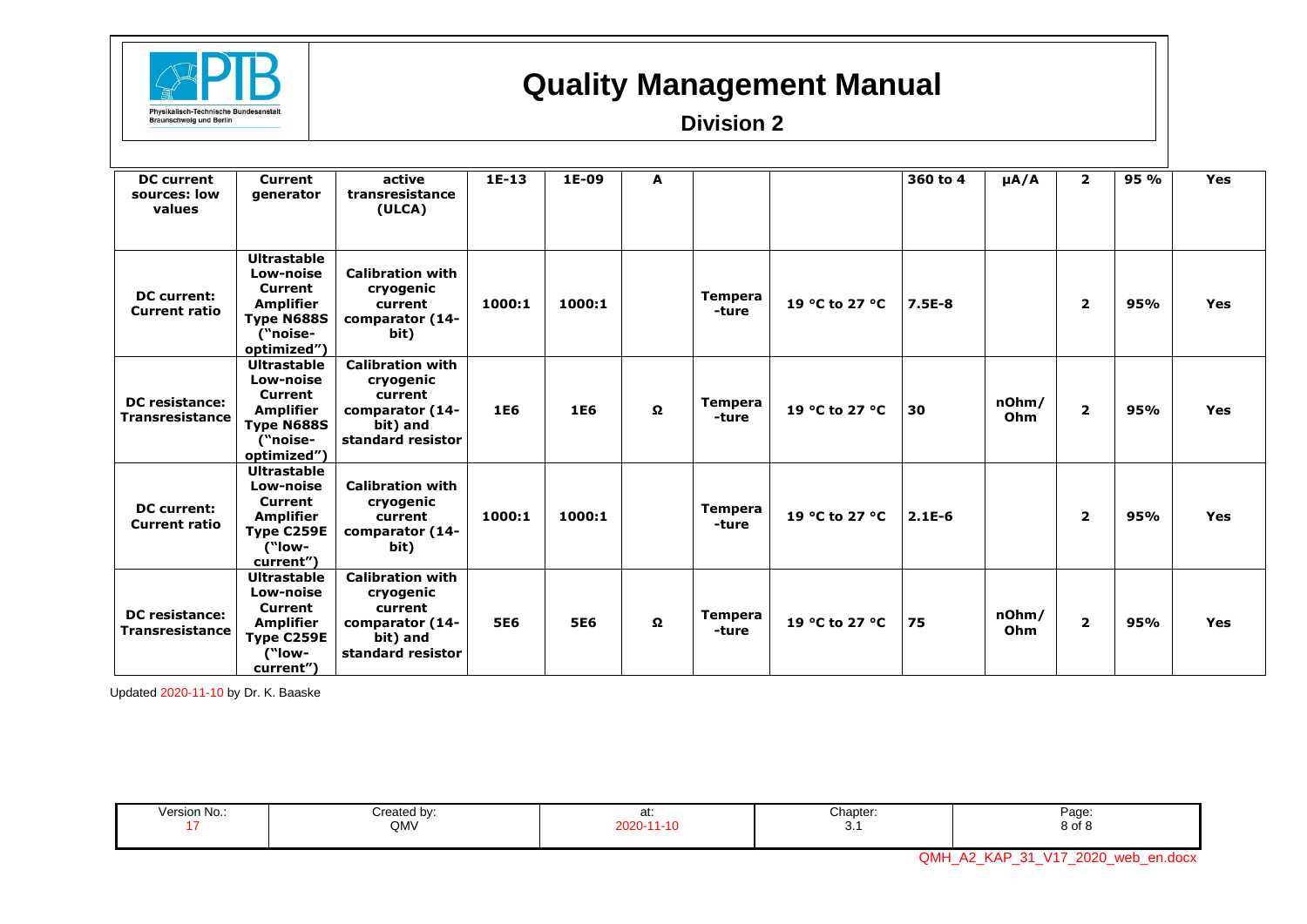| | | | | | | | | | | | | |
|---|---|---|---|---|---|---|---|---|---|---|---|---|
| **DC current sources: low values** | **Current generator** | **active transresistance (ULCA)** | **1E-13** | **1E-09** | **A** | | | **360 to 4** | **µA/A** | **2** | **95 %** | **Yes** |
| **DC current: Current ratio** | **Ultrastable Low-noise Current Amplifier Type N688S ("noise-optimized")** | **Calibration with cryogenic current comparator (14-bit)** | **1000:1** | **1000:1** | | **Tempera-ture** | **19 °C to 27 °C** | **7.5E-8** | | **2** | **95%** | **Yes** |
| **DC resistance: Transresistance** | **Ultrastable Low-noise Current Amplifier Type N688S ("noise-optimized")** | **Calibration with cryogenic current comparator (14-bit) and standard resistor** | **1E6** | **1E6** | **Ω** | **Tempera-ture** | **19 °C to 27 °C** | **30** | **nOhm/ Ohm** | **2** | **95%** | **Yes** |
| **DC current: Current ratio** | **Ultrastable Low-noise Current Amplifier Type C259E ("low-current")** | **Calibration with cryogenic current comparator (14-bit)** | **1000:1** | **1000:1** | | **Tempera-ture** | **19 °C to 27 °C** | **2.1E-6** | | **2** | **95%** | **Yes** |
| **DC resistance: Transresistance** | **Ultrastable Low-noise Current Amplifier Type C259E ("low-current")** | **Calibration with cryogenic current comparator (14-bit) and standard resistor** | **5E6** | **5E6** | **Ω** | **Tempera-ture** | **19 °C to 27 °C** | **75** | **nOhm/ Ohm** | **2** | **95%** | **Yes** |

Updated 2020-11-10 by Dr. K. Baaske